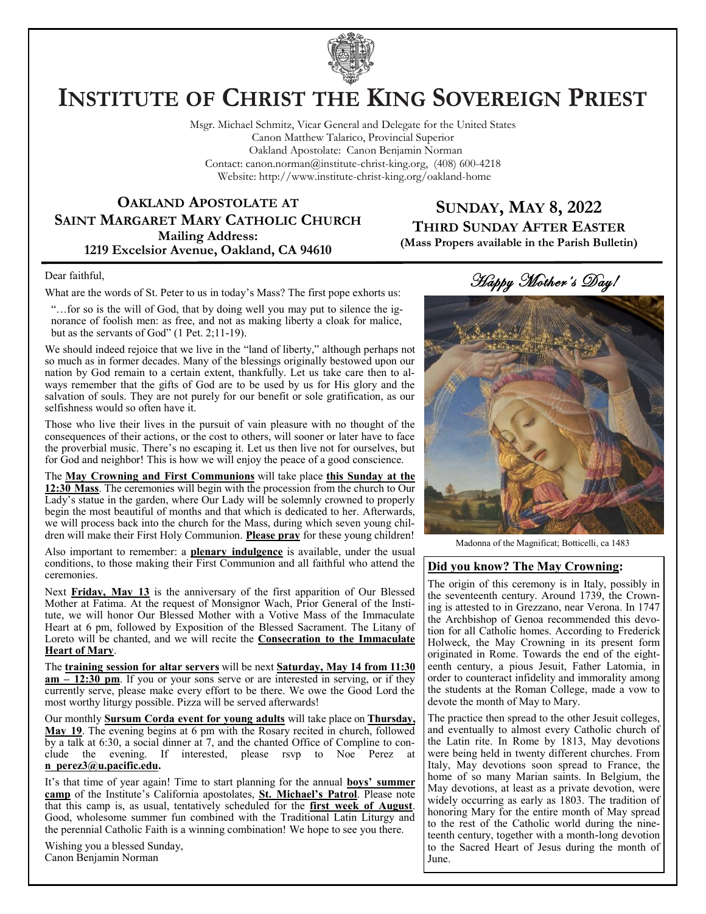# Institute of Christ the King Sovereign Priest

Msgr. Michael Schmitz, Vicar General and Delegate for the United States
Canon Matthew Talarico, Provincial Superior
Oakland Apostolate: Canon Benjamin Norman
Contact: canon.norman@institute-christ-king.org, (408) 600-4218
Website: http://www.institute-christ-king.org/oakland-home

## Oakland Apostolate at Saint Margaret Mary Catholic Church

**Mailing Address:**
**1219 Excelsior Avenue, Oakland, CA 94610**

## Sunday, May 8, 2022

### Third Sunday After Easter

**(Mass Propers available in the Parish Bulletin)**

Dear faithful,

What are the words of St. Peter to us in today's Mass? The first pope exhorts us:

> "…for so is the will of God, that by doing well you may put to silence the ignorance of foolish men: as free, and not as making liberty a cloak for malice, but as the servants of God" (1 Pet. 2;11-19).

We should indeed rejoice that we live in the "land of liberty," although perhaps not so much as in former decades. Many of the blessings originally bestowed upon our nation by God remain to a certain extent, thankfully. Let us take care then to always remember that the gifts of God are to be used by us for His glory and the salvation of souls. They are not purely for our benefit or sole gratification, as our selfishness would so often have it.

Those who live their lives in the pursuit of vain pleasure with no thought of the consequences of their actions, or the cost to others, will sooner or later have to face the proverbial music. There's no escaping it. Let us then live not for ourselves, but for God and neighbor! This is how we will enjoy the peace of a good conscience.

The **May Crowning and First Communions** will take place **this Sunday at the 12:30 Mass**. The ceremonies will begin with the procession from the church to Our Lady's statue in the garden, where Our Lady will be solemnly crowned to properly begin the most beautiful of months and that which is dedicated to her. Afterwards, we will process back into the church for the Mass, during which seven young children will make their First Holy Communion. **Please pray** for these young children!

Also important to remember: a **plenary indulgence** is available, under the usual conditions, to those making their First Communion and all faithful who attend the ceremonies.

Next **Friday, May 13** is the anniversary of the first apparition of Our Blessed Mother at Fatima. At the request of Monsignor Wach, Prior General of the Institute, we will honor Our Blessed Mother with a Votive Mass of the Immaculate Heart at 6 pm, followed by Exposition of the Blessed Sacrament. The Litany of Loreto will be chanted, and we will recite the **Consecration to the Immaculate Heart of Mary**.

The **training session for altar servers** will be next **Saturday, May 14 from 11:30 am – 12:30 pm**. If you or your sons serve or are interested in serving, or if they currently serve, please make every effort to be there. We owe the Good Lord the most worthy liturgy possible. Pizza will be served afterwards!

Our monthly **Sursum Corda event for young adults** will take place on **Thursday, May 19**. The evening begins at 6 pm with the Rosary recited in church, followed by a talk at 6:30, a social dinner at 7, and the chanted Office of Compline to conclude the evening. If interested, please rsvp to Noe Perez at **n_perez3@u.pacific.edu.**

It's that time of year again! Time to start planning for the annual **boys' summer camp** of the Institute's California apostolates, **St. Michael's Patrol**. Please note that this camp is, as usual, tentatively scheduled for the **first week of August**. Good, wholesome summer fun combined with the Traditional Latin Liturgy and the perennial Catholic Faith is a winning combination! We hope to see you there.

Wishing you a blessed Sunday,
Canon Benjamin Norman

*Happy Mother's Day!*

Madonna of the Magnificat; Botticelli, ca 1483

### Did you know? The May Crowning:

The origin of this ceremony is in Italy, possibly in the seventeenth century. Around 1739, the Crowning is attested to in Grezzano, near Verona. In 1747 the Archbishop of Genoa recommended this devotion for all Catholic homes. According to Frederick Holweck, the May Crowning in its present form originated in Rome. Towards the end of the eighteenth century, a pious Jesuit, Father Latomia, in order to counteract infidelity and immorality among the students at the Roman College, made a vow to devote the month of May to Mary.

The practice then spread to the other Jesuit colleges, and eventually to almost every Catholic church of the Latin rite. In Rome by 1813, May devotions were being held in twenty different churches. From Italy, May devotions soon spread to France, the home of so many Marian saints. In Belgium, the May devotions, at least as a private devotion, were widely occurring as early as 1803. The tradition of honoring Mary for the entire month of May spread to the rest of the Catholic world during the nineteenth century, together with a month-long devotion to the Sacred Heart of Jesus during the month of June.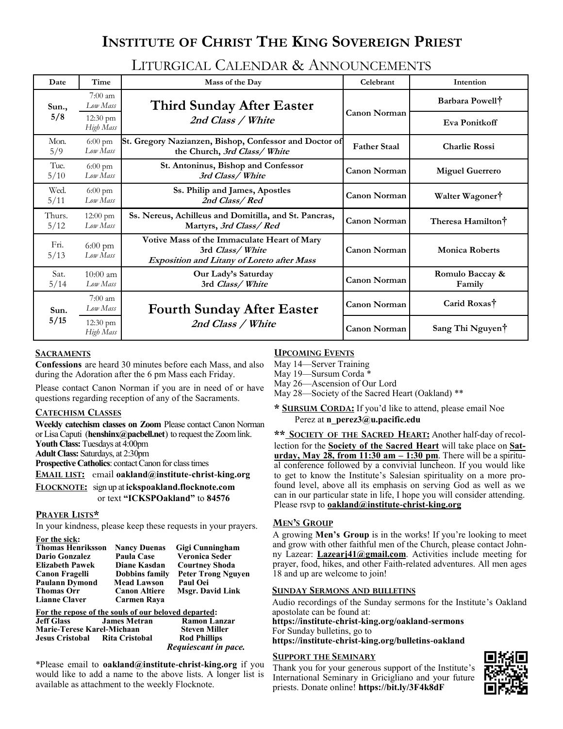# Institute of Christ The King Sovereign Priest

## Liturgical Calendar & Announcements

| Date | Time | Mass of the Day | Celebrant | Intention |
|---|---|---|---|---|
| **Sun., 5/8** | 7:00 am *Low Mass* | **Third Sunday After Easter** *2nd Class / White* | **Canon Norman** | **Barbara Powell†** |
| | 12:30 pm *High Mass* | | | **Eva Ponitkoff** |
| Mon. 5/9 | 6:00 pm *Low Mass* | **St. Gregory Nazianzen, Bishop, Confessor and Doctor of the Church, *3rd Class/ White*** | **Father Staal** | **Charlie Rossi** |
| Tue. 5/10 | 6:00 pm *Low Mass* | **St. Antoninus, Bishop and Confessor** ***3rd Class/ White*** | **Canon Norman** | **Miguel Guerrero** |
| Wed. 5/11 | 6:00 pm *Low Mass* | **Ss. Philip and James, Apostles** ***2nd Class/ Red*** | **Canon Norman** | **Walter Wagoner†** |
| Thurs. 5/12 | 12:00 pm *Low Mass* | **Ss. Nereus, Achilleus and Domitilla, and St. Pancras, Martyrs, *3rd Class/ Red*** | **Canon Norman** | **Theresa Hamilton†** |
| Fri. 5/13 | 6:00 pm *Low Mass* | **Votive Mass of the Immaculate Heart of Mary** **3rd *Class/ White*** ***Exposition and Litany of Loreto after Mass*** | **Canon Norman** | **Monica Roberts** |
| Sat. 5/14 | 10:00 am *Low Mass* | **Our Lady's Saturday** **3rd *Class/ White*** | **Canon Norman** | **Romulo Baccay & Family** |
| **Sun. 5/15** | 7:00 am *Low Mass* | **Fourth Sunday After Easter** *2nd Class / White* | **Canon Norman** | **Carid Roxas†** |
| | 12:30 pm *High Mass* | | **Canon Norman** | **Sang Thi Nguyen†** |

### Sacraments

**Confessions** are heard 30 minutes before each Mass, and also during the Adoration after the 6 pm Mass each Friday.

Please contact Canon Norman if you are in need of or have questions regarding reception of any of the Sacraments.

### Catechism Classes

**Weekly catechism classes on Zoom** Please contact Canon Norman or Lisa Caputi (**henshinx@pacbell.net**) to request the Zoom link.
**Youth Class:** Tuesdays at 4:00pm
**Adult Class:** Saturdays, at 2:30pm
**Prospective Catholics**: contact Canon for class times

**Email list:** email **oakland@institute-christ-king.org**

**Flocknote:** sign up at **ickspoakland.flocknote.com** or text **"ICKSPOakland"** to **84576**

### Prayer Lists*

In your kindness, please keep these requests in your prayers.

**For the sick:**

| | | |
|---|---|---|
| **Thomas Henriksson** | **Nancy Duenas** | **Gigi Cunningham** |
| **Dario Gonzalez** | **Paula Case** | **Veronica Seder** |
| **Elizabeth Pawek** | **Diane Kasdan** | **Courtney Shoda** |
| **Canon Fragelli** | **Dobbins family** | **Peter Trong Nguyen** |
| **Paulann Dymond** | **Mead Lawson** | **Paul Oei** |
| **Thomas Orr** | **Canon Altiere** | **Msgr. David Link** |
| **Lianne Claver** | **Carmen Raya** | |

**For the repose of the souls of our beloved departed:**

| | | |
|---|---|---|
| **Jeff Glass** | **James Metran** | **Ramon Lanzar** |
| **Marie-Terese Karel-Michaan** | | **Steven Miller** |
| **Jesus Cristobal** | **Rita Cristobal** | **Rod Phillips** |

***Requiescant in pace.***

*Please email to **oakland@institute-christ-king.org** if you would like to add a name to the above lists. A longer list is available as attachment to the weekly Flocknote.

### Upcoming Events

May 14—Server Training
May 19—Sursum Corda *
May 26—Ascension of Our Lord
May 28—Society of the Sacred Heart (Oakland) **

**\* Sursum Corda:** If you'd like to attend, please email Noe Perez at **n_perez3@u.pacific.edu**

**\*\* Society of the Sacred Heart:** Another half-day of recollection for the **Society of the Sacred Heart** will take place on **Saturday, May 28, from 11:30 am – 1:30 pm**. There will be a spiritual conference followed by a convivial luncheon. If you would like to get to know the Institute's Salesian spirituality on a more profound level, above all its emphasis on serving God as well as we can in our particular state in life, I hope you will consider attending. Please rsvp to **oakland@institute-christ-king.org**

### Men's Group

A growing **Men's Group** is in the works! If you're looking to meet and grow with other faithful men of the Church, please contact Johnny Lazear: **Lazearj41@gmail.com**. Activities include meeting for prayer, food, hikes, and other Faith-related adventures. All men ages 18 and up are welcome to join!

### Sunday Sermons and Bulletins

Audio recordings of the Sunday sermons for the Institute's Oakland apostolate can be found at:
**https://institute-christ-king.org/oakland-sermons**
For Sunday bulletins, go to
**https://institute-christ-king.org/bulletins-oakland**

### Support the Seminary

Thank you for your generous support of the Institute's International Seminary in Gricigliano and your future priests. Donate online! **https://bit.ly/3F4k8dF**